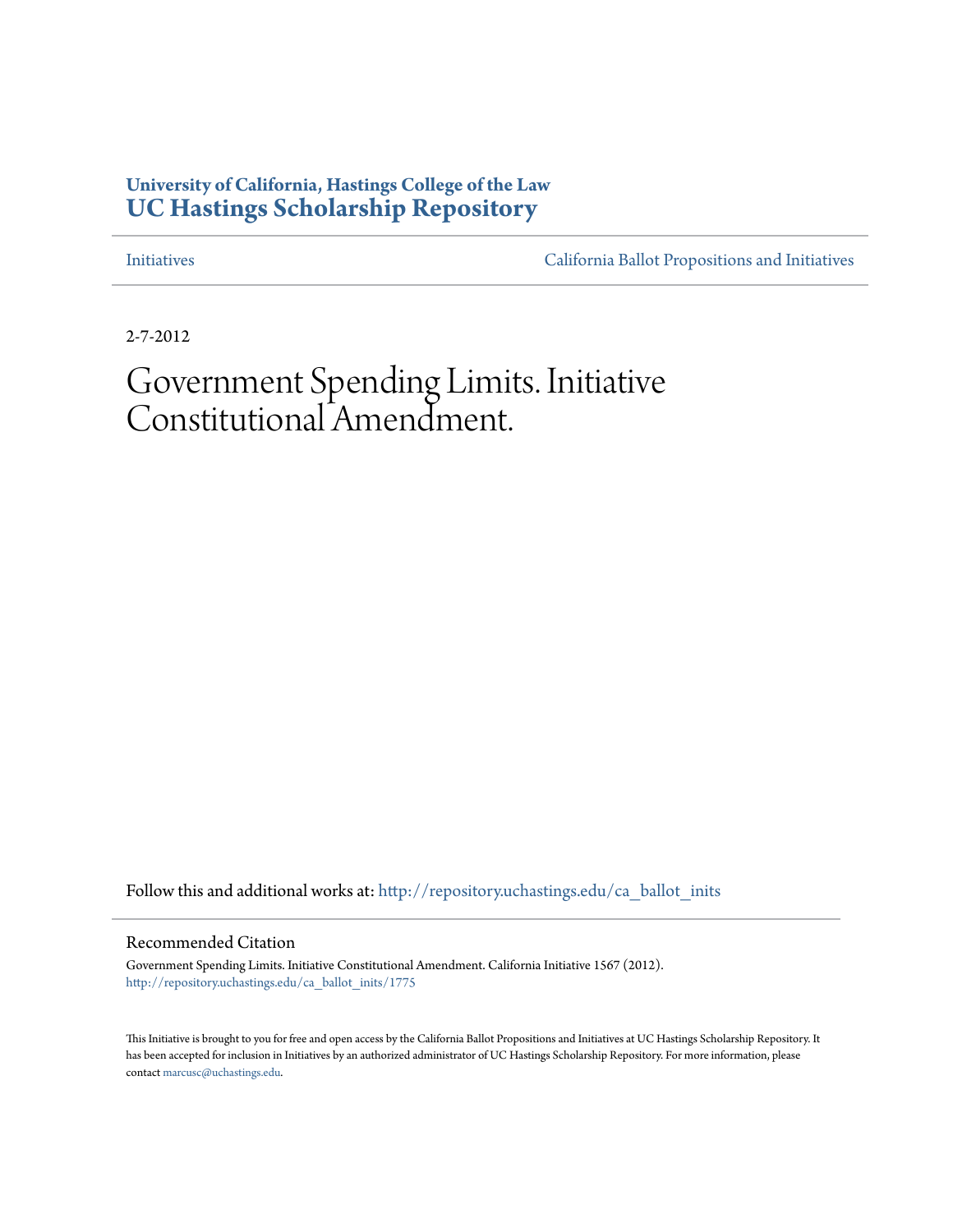**University of California, Hastings College of the Law**
**UC Hastings Scholarship Repository**

Initiatives | California Ballot Propositions and Initiatives

2-7-2012

# Government Spending Limits. Initiative Constitutional Amendment.

Follow this and additional works at: http://repository.uchastings.edu/ca_ballot_inits

## Recommended Citation

Government Spending Limits. Initiative Constitutional Amendment. California Initiative 1567 (2012).
http://repository.uchastings.edu/ca_ballot_inits/1775

This Initiative is brought to you for free and open access by the California Ballot Propositions and Initiatives at UC Hastings Scholarship Repository. It has been accepted for inclusion in Initiatives by an authorized administrator of UC Hastings Scholarship Repository. For more information, please contact marcusc@uchastings.edu.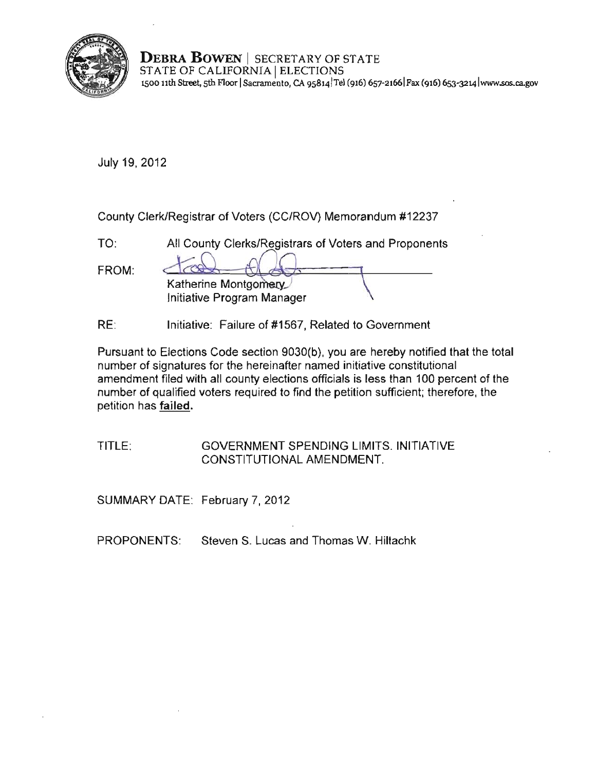**DEBRA BOWEN** | SECRETARY OF STATE
STATE OF CALIFORNIA | ELECTIONS
1500 11th Street, 5th Floor | Sacramento, CA 95814 | Tel (916) 657-2166 | Fax (916) 653-3214 | www.sos.ca.gov

July 19, 2012

County Clerk/Registrar of Voters (CC/ROV) Memorandum #12237

TO: All County Clerks/Registrars of Voters and Proponents

FROM: Katherine Montgomery
Initiative Program Manager

RE: Initiative: Failure of #1567, Related to Government

Pursuant to Elections Code section 9030(b), you are hereby notified that the total number of signatures for the hereinafter named initiative constitutional amendment filed with all county elections officials is less than 100 percent of the number of qualified voters required to find the petition sufficient; therefore, the petition has **failed.**

TITLE: GOVERNMENT SPENDING LIMITS. INITIATIVE CONSTITUTIONAL AMENDMENT.

SUMMARY DATE: February 7, 2012

PROPONENTS: Steven S. Lucas and Thomas W. Hiltachk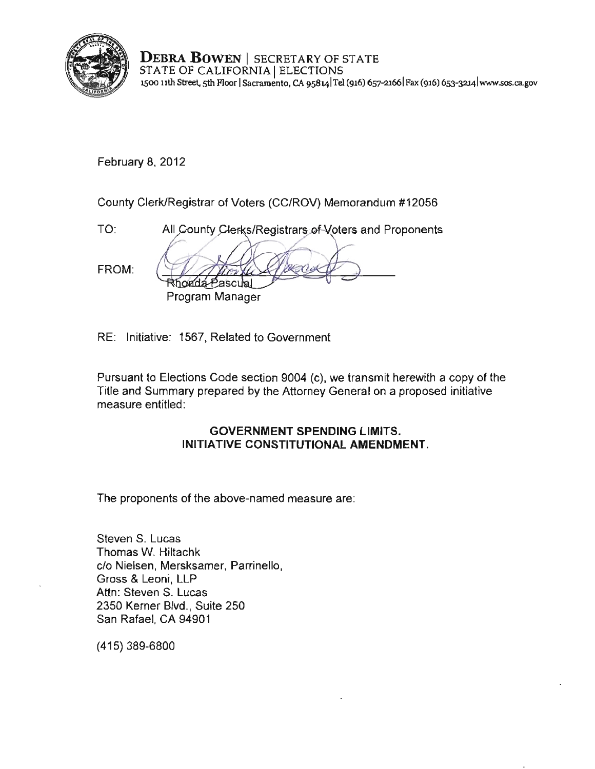**DEBRA BOWEN** | SECRETARY OF STATE
STATE OF CALIFORNIA | ELECTIONS
1500 11th Street, 5th Floor | Sacramento, CA 95814 | Tel (916) 657-2166 | Fax (916) 653-3214 | www.sos.ca.gov

February 8, 2012

County Clerk/Registrar of Voters (CC/ROV) Memorandum #12056

TO: All County Clerks/Registrars of Voters and Proponents

FROM: Rhonda Pascual
Program Manager

RE: Initiative: 1567, Related to Government

Pursuant to Elections Code section 9004 (c), we transmit herewith a copy of the Title and Summary prepared by the Attorney General on a proposed initiative measure entitled:

**GOVERNMENT SPENDING LIMITS.**
**INITIATIVE CONSTITUTIONAL AMENDMENT.**

The proponents of the above-named measure are:

Steven S. Lucas
Thomas W. Hiltachk
c/o Nielsen, Mersksamer, Parrinello,
Gross & Leoni, LLP
Attn: Steven S. Lucas
2350 Kerner Blvd., Suite 250
San Rafael, CA 94901

(415) 389-6800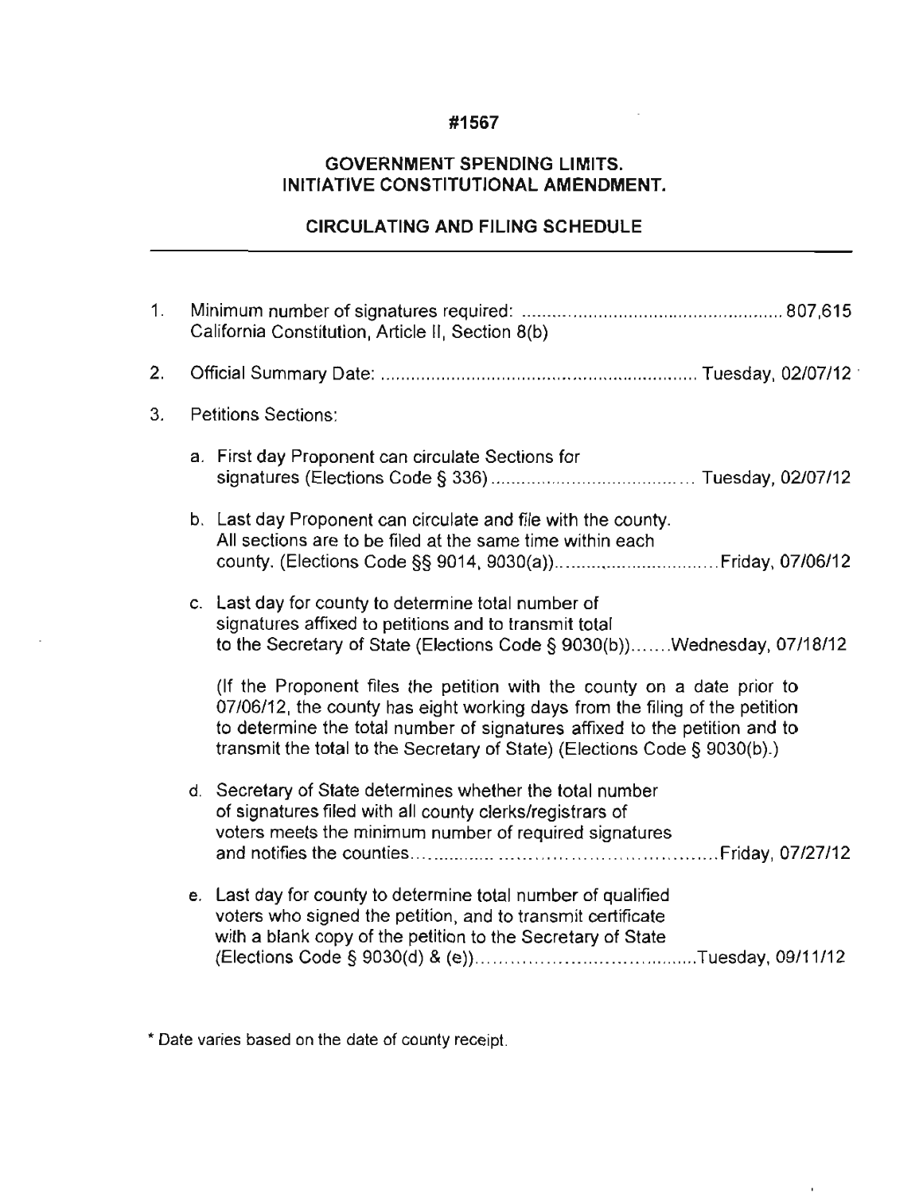**#1567**

**GOVERNMENT SPENDING LIMITS.**
**INITIATIVE CONSTITUTIONAL AMENDMENT.**

**CIRCULATING AND FILING SCHEDULE**

---

1. Minimum number of signatures required: .................................................... 807,615
   California Constitution, Article II, Section 8(b)

2. Official Summary Date: .............................................................. Tuesday, 02/07/12

3. Petitions Sections:

   a. First day Proponent can circulate Sections for signatures (Elections Code § 336) ....................................... Tuesday, 02/07/12

   b. Last day Proponent can circulate and file with the county. All sections are to be filed at the same time within each county. (Elections Code §§ 9014, 9030(a))...............................Friday, 07/06/12

   c. Last day for county to determine total number of signatures affixed to petitions and to transmit total to the Secretary of State (Elections Code § 9030(b))…….Wednesday, 07/18/12

      (If the Proponent files the petition with the county on a date prior to 07/06/12, the county has eight working days from the filing of the petition to determine the total number of signatures affixed to the petition and to transmit the total to the Secretary of State) (Elections Code § 9030(b).)

   d. Secretary of State determines whether the total number of signatures filed with all county clerks/registrars of voters meets the minimum number of required signatures and notifies the counties.......................................................Friday, 07/27/12

   e. Last day for county to determine total number of qualified voters who signed the petition, and to transmit certificate with a blank copy of the petition to the Secretary of State (Elections Code § 9030(d) & (e))....................................Tuesday, 09/11/12

\* Date varies based on the date of county receipt.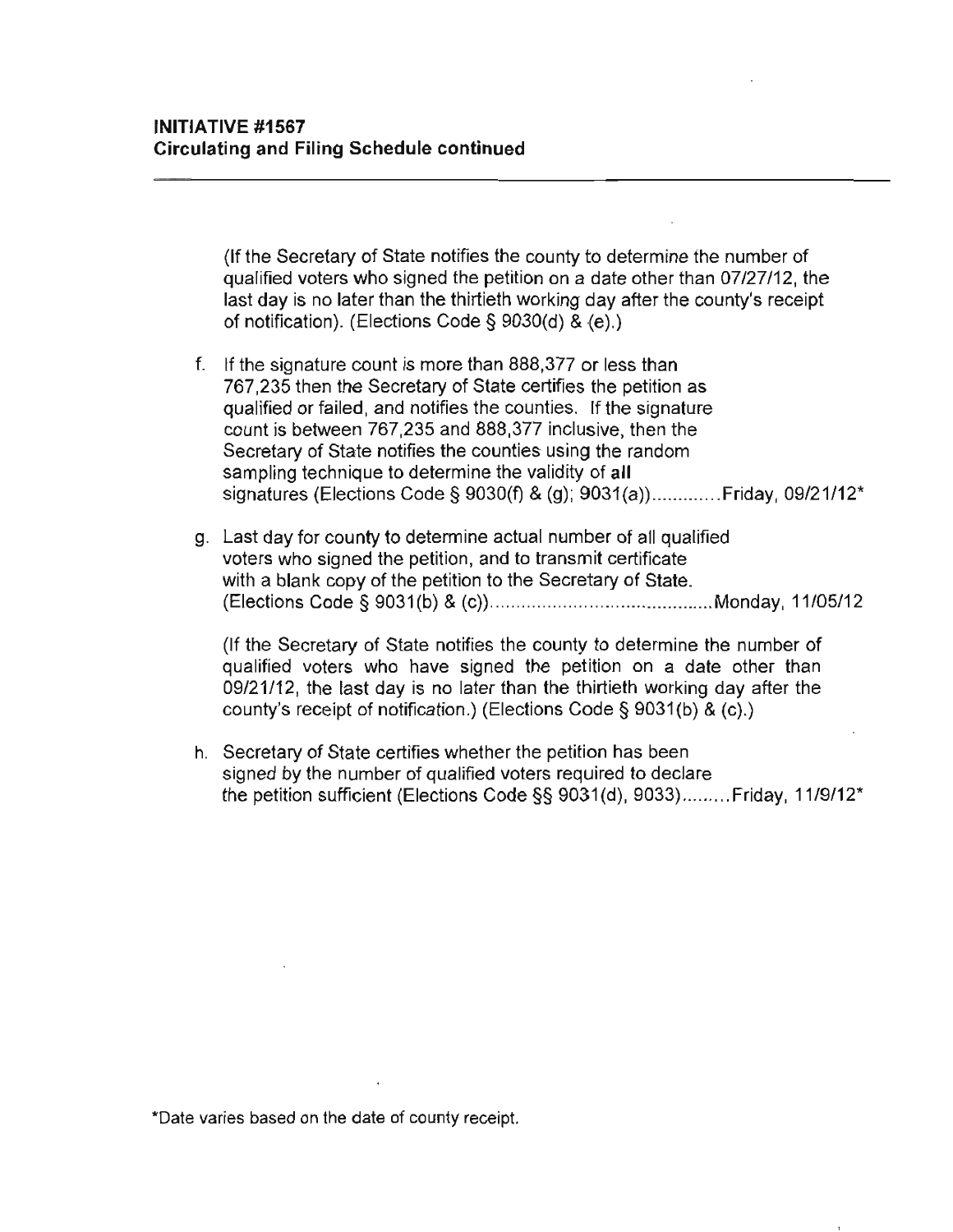**INITIATIVE #1567**
**Circulating and Filing Schedule continued**

---

(If the Secretary of State notifies the county to determine the number of qualified voters who signed the petition on a date other than 07/27/12, the last day is no later than the thirtieth working day after the county's receipt of notification). (Elections Code § 9030(d) & (e).)

f. If the signature count is more than 888,377 or less than 767,235 then the Secretary of State certifies the petition as qualified or failed, and notifies the counties. If the signature count is between 767,235 and 888,377 inclusive, then the Secretary of State notifies the counties using the random sampling technique to determine the validity of **all** signatures (Elections Code § 9030(f) & (g); 9031(a)) ............. Friday, 09/21/12*

g. Last day for county to determine actual number of all qualified voters who signed the petition, and to transmit certificate with a blank copy of the petition to the Secretary of State. (Elections Code § 9031(b) & (c)) ............................................ Monday, 11/05/12

   (If the Secretary of State notifies the county to determine the number of qualified voters who have signed the petition on a date other than 09/21/12, the last day is no later than the thirtieth working day after the county's receipt of notification.) (Elections Code § 9031(b) & (c).)

h. Secretary of State certifies whether the petition has been signed by the number of qualified voters required to declare the petition sufficient (Elections Code §§ 9031(d), 9033) ......... Friday, 11/9/12*

*Date varies based on the date of county receipt.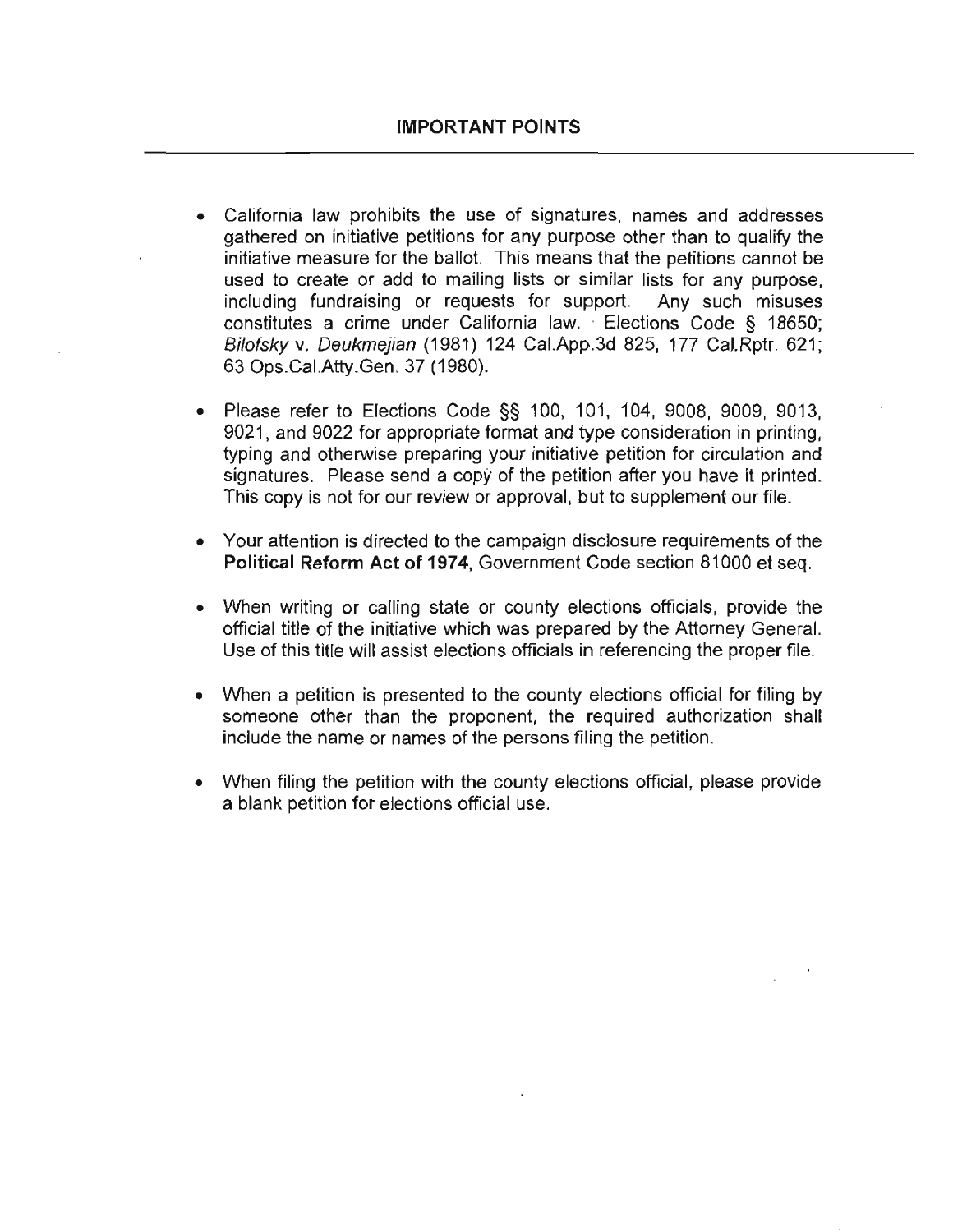## IMPORTANT POINTS

- California law prohibits the use of signatures, names and addresses gathered on initiative petitions for any purpose other than to qualify the initiative measure for the ballot. This means that the petitions cannot be used to create or add to mailing lists or similar lists for any purpose, including fundraising or requests for support. Any such misuses constitutes a crime under California law. Elections Code § 18650; *Bilofsky* v. *Deukmejian* (1981) 124 Cal.App.3d 825, 177 Cal.Rptr. 621; 63 Ops.Cal.Atty.Gen. 37 (1980).

- Please refer to Elections Code §§ 100, 101, 104, 9008, 9009, 9013, 9021, and 9022 for appropriate format and type consideration in printing, typing and otherwise preparing your initiative petition for circulation and signatures. Please send a copy of the petition after you have it printed. This copy is not for our review or approval, but to supplement our file.

- Your attention is directed to the campaign disclosure requirements of the **Political Reform Act of 1974**, Government Code section 81000 et seq.

- When writing or calling state or county elections officials, provide the official title of the initiative which was prepared by the Attorney General. Use of this title will assist elections officials in referencing the proper file.

- When a petition is presented to the county elections official for filing by someone other than the proponent, the required authorization shall include the name or names of the persons filing the petition.

- When filing the petition with the county elections official, please provide a blank petition for elections official use.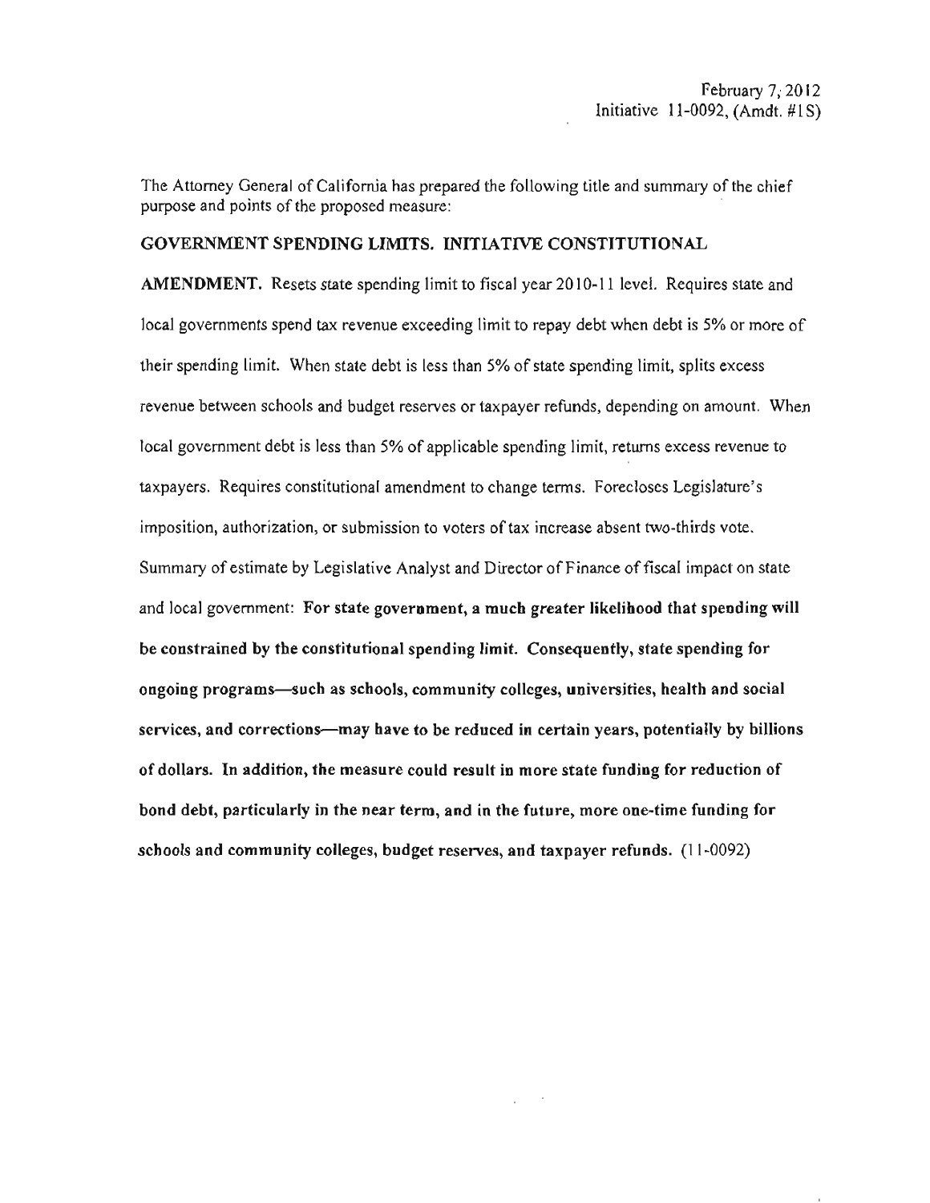February 7, 2012
Initiative 11-0092, (Amdt. #1S)

The Attorney General of California has prepared the following title and summary of the chief purpose and points of the proposed measure:

**GOVERNMENT SPENDING LIMITS. INITIATIVE CONSTITUTIONAL AMENDMENT.** Resets state spending limit to fiscal year 2010-11 level. Requires state and local governments spend tax revenue exceeding limit to repay debt when debt is 5% or more of their spending limit. When state debt is less than 5% of state spending limit, splits excess revenue between schools and budget reserves or taxpayer refunds, depending on amount. When local government debt is less than 5% of applicable spending limit, returns excess revenue to taxpayers. Requires constitutional amendment to change terms. Forecloses Legislature's imposition, authorization, or submission to voters of tax increase absent two-thirds vote. Summary of estimate by Legislative Analyst and Director of Finance of fiscal impact on state and local government: **For state government, a much greater likelihood that spending will be constrained by the constitutional spending limit. Consequently, state spending for ongoing programs—such as schools, community colleges, universities, health and social services, and corrections—may have to be reduced in certain years, potentially by billions of dollars. In addition, the measure could result in more state funding for reduction of bond debt, particularly in the near term, and in the future, more one-time funding for schools and community colleges, budget reserves, and taxpayer refunds.** (11-0092)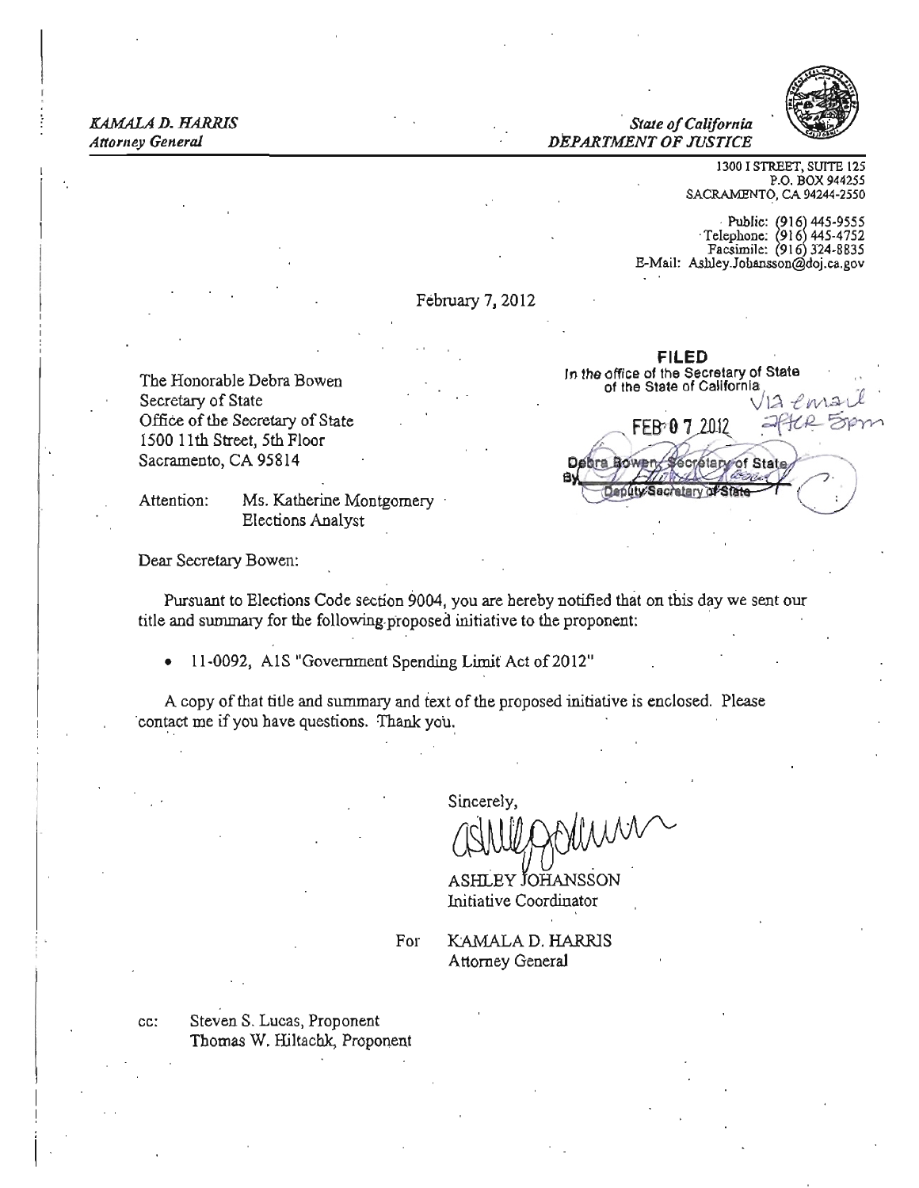*KAMALA D. HARRIS*
*Attorney General*

*State of California*
*DEPARTMENT OF JUSTICE*

1300 I STREET, SUITE 125
P.O. BOX 944255
SACRAMENTO, CA 94244-2550

Public: (916) 445-9555
Telephone: (916) 445-4752
Facsimile: (916) 324-8835
E-Mail: Ashley.Johansson@doj.ca.gov

February 7, 2012

**FILED**
In the office of the Secretary of State
of the State of California

Via email
after 5pm

FEB 0 7 2012

Debra Bowen, Secretary of State
By
Deputy Secretary of State

The Honorable Debra Bowen
Secretary of State
Office of the Secretary of State
1500 11th Street, 5th Floor
Sacramento, CA 95814

Attention: Ms. Katherine Montgomery
Elections Analyst

Dear Secretary Bowen:

Pursuant to Elections Code section 9004, you are hereby notified that on this day we sent our title and summary for the following proposed initiative to the proponent:

- 11-0092, A1S "Government Spending Limit Act of 2012"

A copy of that title and summary and text of the proposed initiative is enclosed. Please contact me if you have questions. Thank you.

Sincerely,

ASHLEY JOHANSSON
Initiative Coordinator

For KAMALA D. HARRIS
Attorney General

cc: Steven S. Lucas, Proponent
Thomas W. Hiltachk, Proponent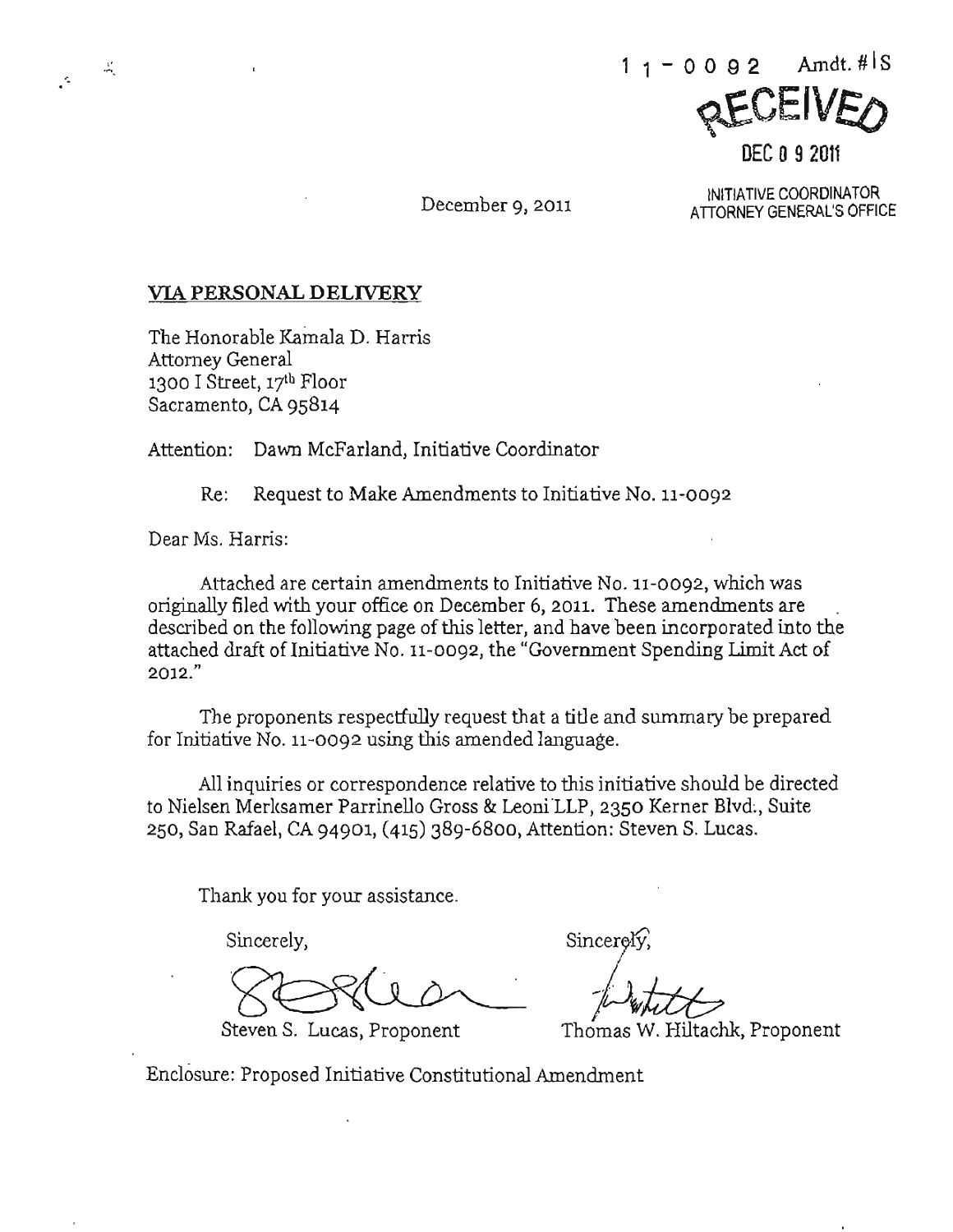11-0092 Amdt. #1S

RECEIVED

DEC 09 2011

INITIATIVE COORDINATOR
ATTORNEY GENERAL'S OFFICE

December 9, 2011

**VIA PERSONAL DELIVERY**

The Honorable Kamala D. Harris
Attorney General
1300 I Street, 17th Floor
Sacramento, CA 95814

Attention: Dawn McFarland, Initiative Coordinator

Re: Request to Make Amendments to Initiative No. 11-0092

Dear Ms. Harris:

Attached are certain amendments to Initiative No. 11-0092, which was originally filed with your office on December 6, 2011. These amendments are described on the following page of this letter, and have been incorporated into the attached draft of Initiative No. 11-0092, the "Government Spending Limit Act of 2012."

The proponents respectfully request that a title and summary be prepared for Initiative No. 11-0092 using this amended language.

All inquiries or correspondence relative to this initiative should be directed to Nielsen Merksamer Parrinello Gross & Leoni LLP, 2350 Kerner Blvd., Suite 250, San Rafael, CA 94901, (415) 389-6800, Attention: Steven S. Lucas.

Thank you for your assistance.

Sincerely,

Steven S. Lucas, Proponent

Sincerely,

Thomas W. Hiltachk, Proponent

Enclosure: Proposed Initiative Constitutional Amendment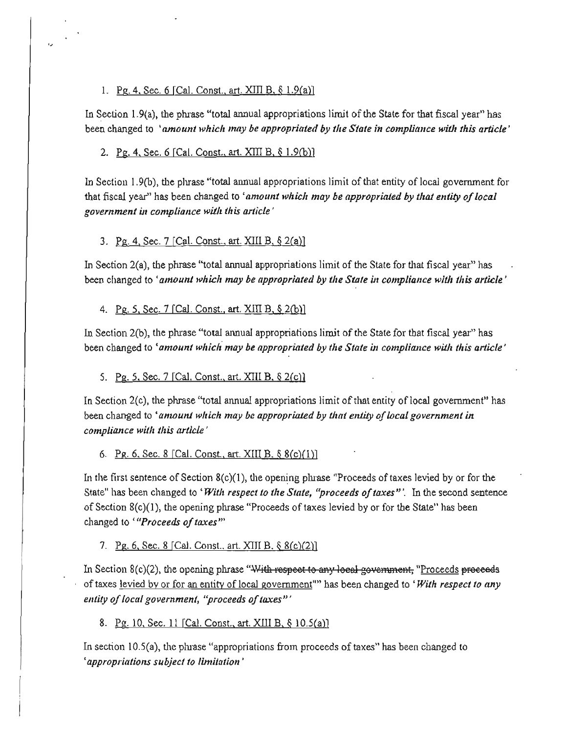1. Pg. 4, Sec. 6 [Cal. Const., art. XIII B, § 1.9(a)]

In Section 1.9(a), the phrase "total annual appropriations limit of the State for that fiscal year" has been changed to '*amount which may be appropriated by the State in compliance with this article*'

2. Pg. 4, Sec. 6 [Cal. Const., art. XIII B, § 1.9(b)]

In Section 1.9(b), the phrase "total annual appropriations limit of that entity of local government for that fiscal year" has been changed to '*amount which may be appropriated by that entity of local government in compliance with this article*'

3. Pg. 4, Sec. 7 [Cal. Const., art. XIII B, § 2(a)]

In Section 2(a), the phrase "total annual appropriations limit of the State for that fiscal year" has been changed to '*amount which may be appropriated by the State in compliance with this article*'

4. Pg. 5, Sec. 7 [Cal. Const., art. XIII B, § 2(b)]

In Section 2(b), the phrase "total annual appropriations limit of the State for that fiscal year" has been changed to '*amount which may be appropriated by the State in compliance with this article*'

5. Pg. 5, Sec. 7 [Cal. Const., art. XIII B, § 2(c)]

In Section 2(c), the phrase "total annual appropriations limit of that entity of local government" has been changed to '*amount which may be appropriated by that entity of local government in compliance with this article*'

6. Pg. 6, Sec. 8 [Cal. Const., art. XIII B, § 8(c)(1)]

In the first sentence of Section 8(c)(1), the opening phrase "Proceeds of taxes levied by or for the State" has been changed to '*With respect to the State, "proceeds of taxes"*'. In the second sentence of Section 8(c)(1), the opening phrase "Proceeds of taxes levied by or for the State" has been changed to '*"Proceeds of taxes"*'

7. Pg. 6, Sec. 8 [Cal. Const., art. XIII B, § 8(c)(2)]

In Section 8(c)(2), the opening phrase "~~With respect to any local government,~~ "Proceeds ~~proceeds~~ of taxes levied by or for an entity of local government"" has been changed to '*With respect to any entity of local government, "proceeds of taxes"*'

8. Pg. 10, Sec. 11 [Cal. Const., art. XIII B, § 10.5(a)]

In section 10.5(a), the phrase "appropriations from proceeds of taxes" has been changed to '*appropriations subject to limitation*'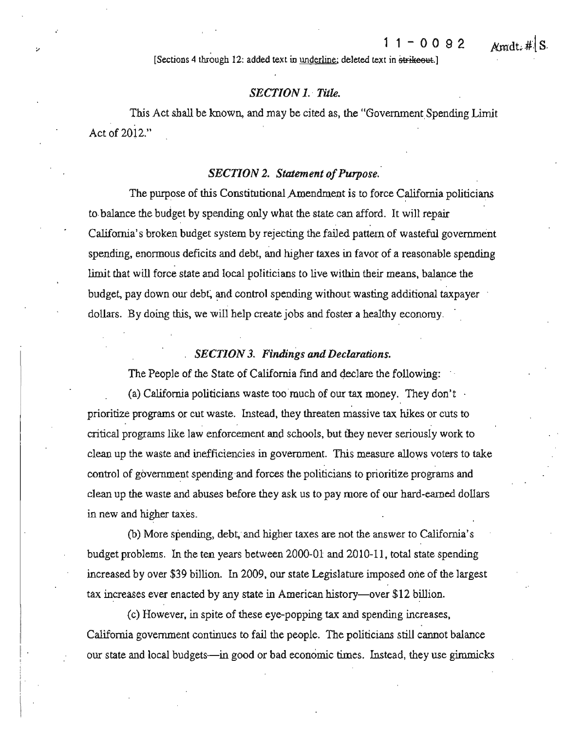11-0092 Amdt. # S

[Sections 4 through 12: added text in <u>underline</u>; deleted text in ~~strikeout~~.]

### *SECTION 1. Title.*

This Act shall be known, and may be cited as, the "Government Spending Limit Act of 2012."

### *SECTION 2. Statement of Purpose.*

The purpose of this Constitutional Amendment is to force California politicians to balance the budget by spending only what the state can afford. It will repair California's broken budget system by rejecting the failed pattern of wasteful government spending, enormous deficits and debt, and higher taxes in favor of a reasonable spending limit that will force state and local politicians to live within their means, balance the budget, pay down our debt, and control spending without wasting additional taxpayer dollars. By doing this, we will help create jobs and foster a healthy economy.

### *SECTION 3. Findings and Declarations.*

The People of the State of California find and declare the following:

(a) California politicians waste too much of our tax money. They don't prioritize programs or cut waste. Instead, they threaten massive tax hikes or cuts to critical programs like law enforcement and schools, but they never seriously work to clean up the waste and inefficiencies in government. This measure allows voters to take control of government spending and forces the politicians to prioritize programs and clean up the waste and abuses before they ask us to pay more of our hard-earned dollars in new and higher taxes.

(b) More spending, debt, and higher taxes are not the answer to California's budget problems. In the ten years between 2000-01 and 2010-11, total state spending increased by over $39 billion. In 2009, our state Legislature imposed one of the largest tax increases ever enacted by any state in American history—over $12 billion.

(c) However, in spite of these eye-popping tax and spending increases, California government continues to fail the people. The politicians still cannot balance our state and local budgets—in good or bad economic times. Instead, they use gimmicks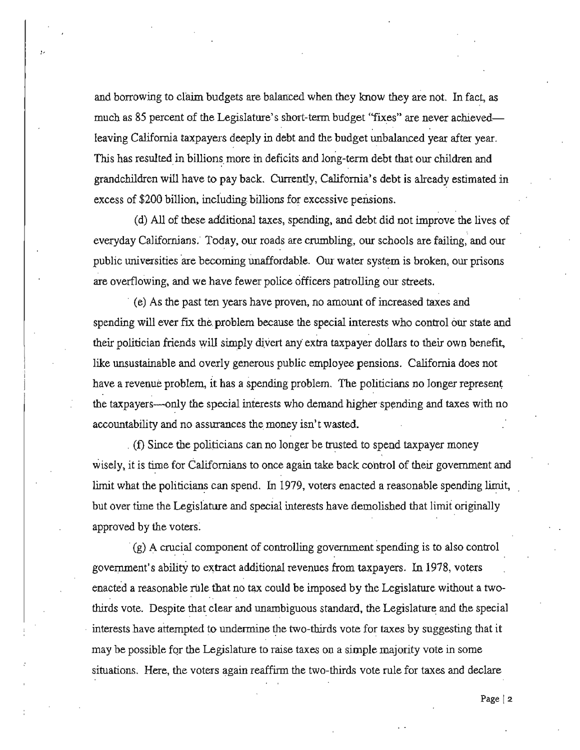and borrowing to claim budgets are balanced when they know they are not. In fact, as much as 85 percent of the Legislature's short-term budget "fixes" are never achieved—leaving California taxpayers deeply in debt and the budget unbalanced year after year. This has resulted in billions more in deficits and long-term debt that our children and grandchildren will have to pay back. Currently, California's debt is already estimated in excess of $200 billion, including billions for excessive pensions.

(d) All of these additional taxes, spending, and debt did not improve the lives of everyday Californians. Today, our roads are crumbling, our schools are failing, and our public universities are becoming unaffordable. Our water system is broken, our prisons are overflowing, and we have fewer police officers patrolling our streets.

(e) As the past ten years have proven, no amount of increased taxes and spending will ever fix the problem because the special interests who control our state and their politician friends will simply divert any extra taxpayer dollars to their own benefit, like unsustainable and overly generous public employee pensions. California does not have a revenue problem, it has a spending problem. The politicians no longer represent the taxpayers—only the special interests who demand higher spending and taxes with no accountability and no assurances the money isn't wasted.

(f) Since the politicians can no longer be trusted to spend taxpayer money wisely, it is time for Californians to once again take back control of their government and limit what the politicians can spend. In 1979, voters enacted a reasonable spending limit, but over time the Legislature and special interests have demolished that limit originally approved by the voters.

(g) A crucial component of controlling government spending is to also control government's ability to extract additional revenues from taxpayers. In 1978, voters enacted a reasonable rule that no tax could be imposed by the Legislature without a two-thirds vote. Despite that clear and unambiguous standard, the Legislature and the special interests have attempted to undermine the two-thirds vote for taxes by suggesting that it may be possible for the Legislature to raise taxes on a simple majority vote in some situations. Here, the voters again reaffirm the two-thirds vote rule for taxes and declare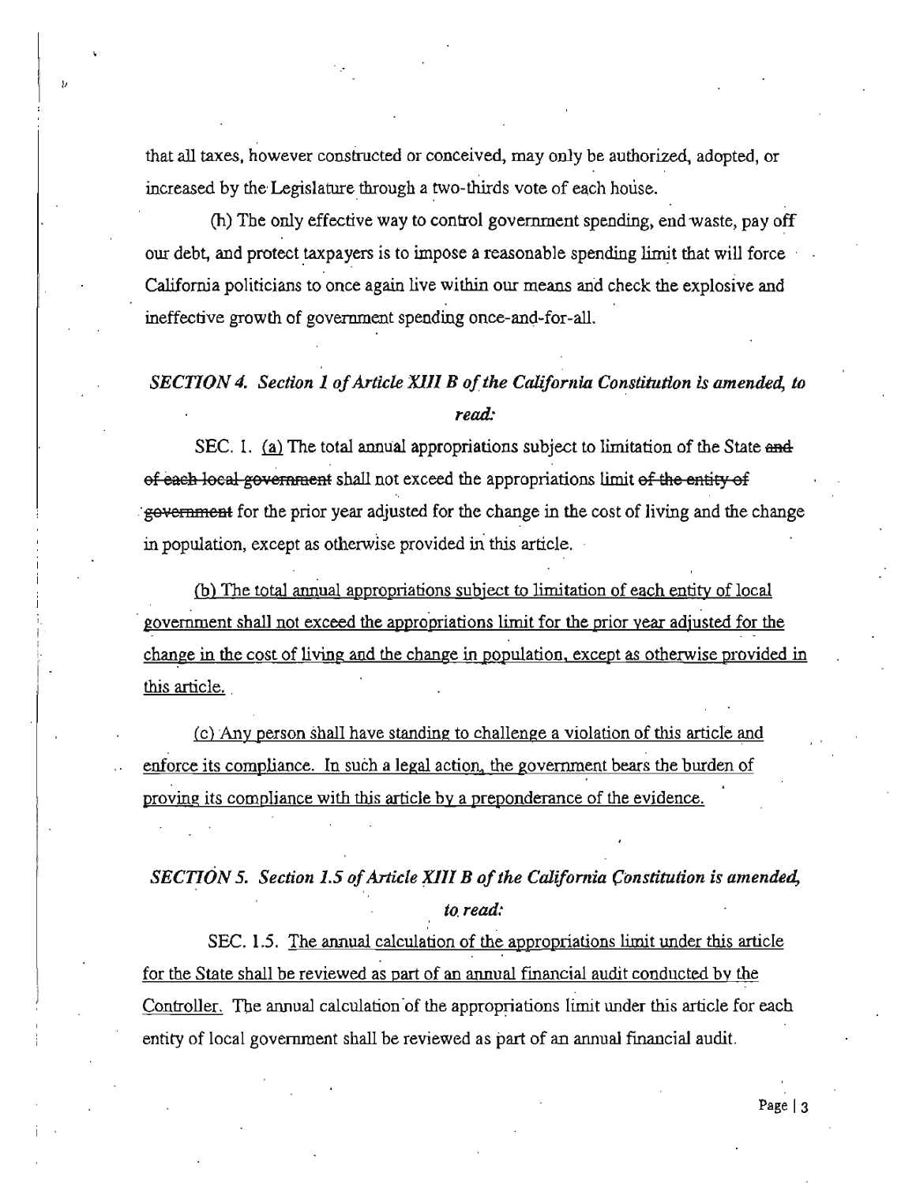that all taxes, however constructed or conceived, may only be authorized, adopted, or increased by the Legislature through a two-thirds vote of each house.

(h) The only effective way to control government spending, end waste, pay off our debt, and protect taxpayers is to impose a reasonable spending limit that will force California politicians to once again live within our means and check the explosive and ineffective growth of government spending once-and-for-all.

*SECTION 4. Section 1 of Article XIII B of the California Constitution is amended, to read:*

SEC. 1. <u>(a)</u> The total annual appropriations subject to limitation of the State ~~and of each local government~~ shall not exceed the appropriations limit ~~of the entity of government~~ for the prior year adjusted for the change in the cost of living and the change in population, except as otherwise provided in this article.

<u>(b) The total annual appropriations subject to limitation of each entity of local government shall not exceed the appropriations limit for the prior year adjusted for the change in the cost of living and the change in population, except as otherwise provided in this article.</u>

<u>(c) Any person shall have standing to challenge a violation of this article and enforce its compliance. In such a legal action, the government bears the burden of proving its compliance with this article by a preponderance of the evidence.</u>

*SECTION 5. Section 1.5 of Article XIII B of the California Constitution is amended, to read:*

SEC. 1.5. <u>The annual calculation of the appropriations limit under this article for the State shall be reviewed as part of an annual financial audit conducted by the Controller.</u> The annual calculation of the appropriations limit under this article for each entity of local government shall be reviewed as part of an annual financial audit.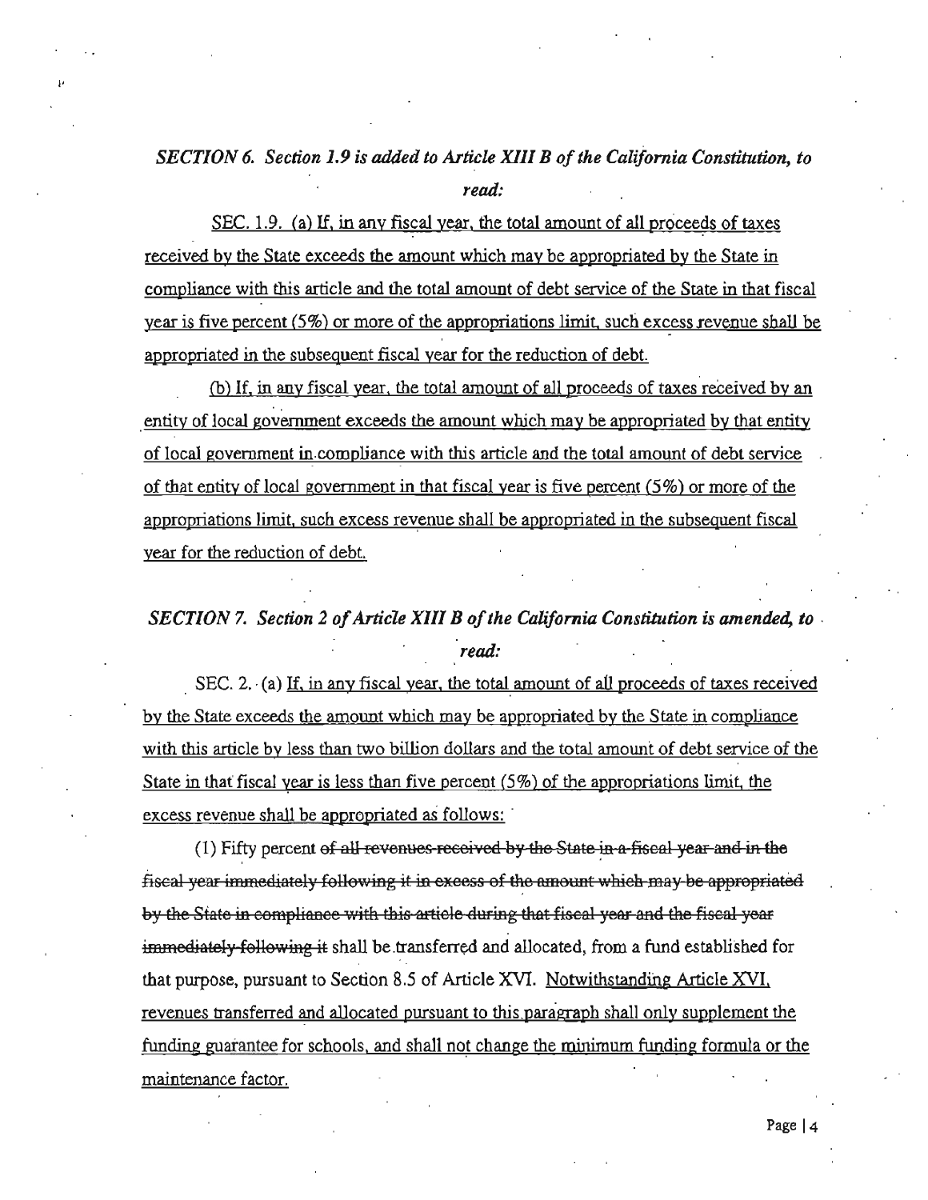***SECTION 6. Section 1.9 is added to Article XIII B of the California Constitution, to read:***

<u>SEC. 1.9. (a) If, in any fiscal year, the total amount of all proceeds of taxes received by the State exceeds the amount which may be appropriated by the State in compliance with this article and the total amount of debt service of the State in that fiscal year is five percent (5%) or more of the appropriations limit, such excess revenue shall be appropriated in the subsequent fiscal year for the reduction of debt.</u>

<u>(b) If, in any fiscal year, the total amount of all proceeds of taxes received by an entity of local government exceeds the amount which may be appropriated by that entity of local government in compliance with this article and the total amount of debt service of that entity of local government in that fiscal year is five percent (5%) or more of the appropriations limit, such excess revenue shall be appropriated in the subsequent fiscal year for the reduction of debt.</u>

***SECTION 7. Section 2 of Article XIII B of the California Constitution is amended, to read:***

SEC. 2. (a) <u>If, in any fiscal year, the total amount of all proceeds of taxes received by the State exceeds the amount which may be appropriated by the State in compliance with this article by less than two billion dollars and the total amount of debt service of the State in that fiscal year is less than five percent (5%) of the appropriations limit, the excess revenue shall be appropriated as follows:</u>

(1) Fifty percent ~~of all revenues received by the State in a fiscal year and in the fiscal year immediately following it in excess of the amount which may be appropriated by the State in compliance with this article during that fiscal year and the fiscal year immediately following it~~ shall be transferred and allocated, from a fund established for that purpose, pursuant to Section 8.5 of Article XVI. <u>Notwithstanding Article XVI, revenues transferred and allocated pursuant to this paragraph shall only supplement the funding guarantee for schools, and shall not change the minimum funding formula or the maintenance factor.</u>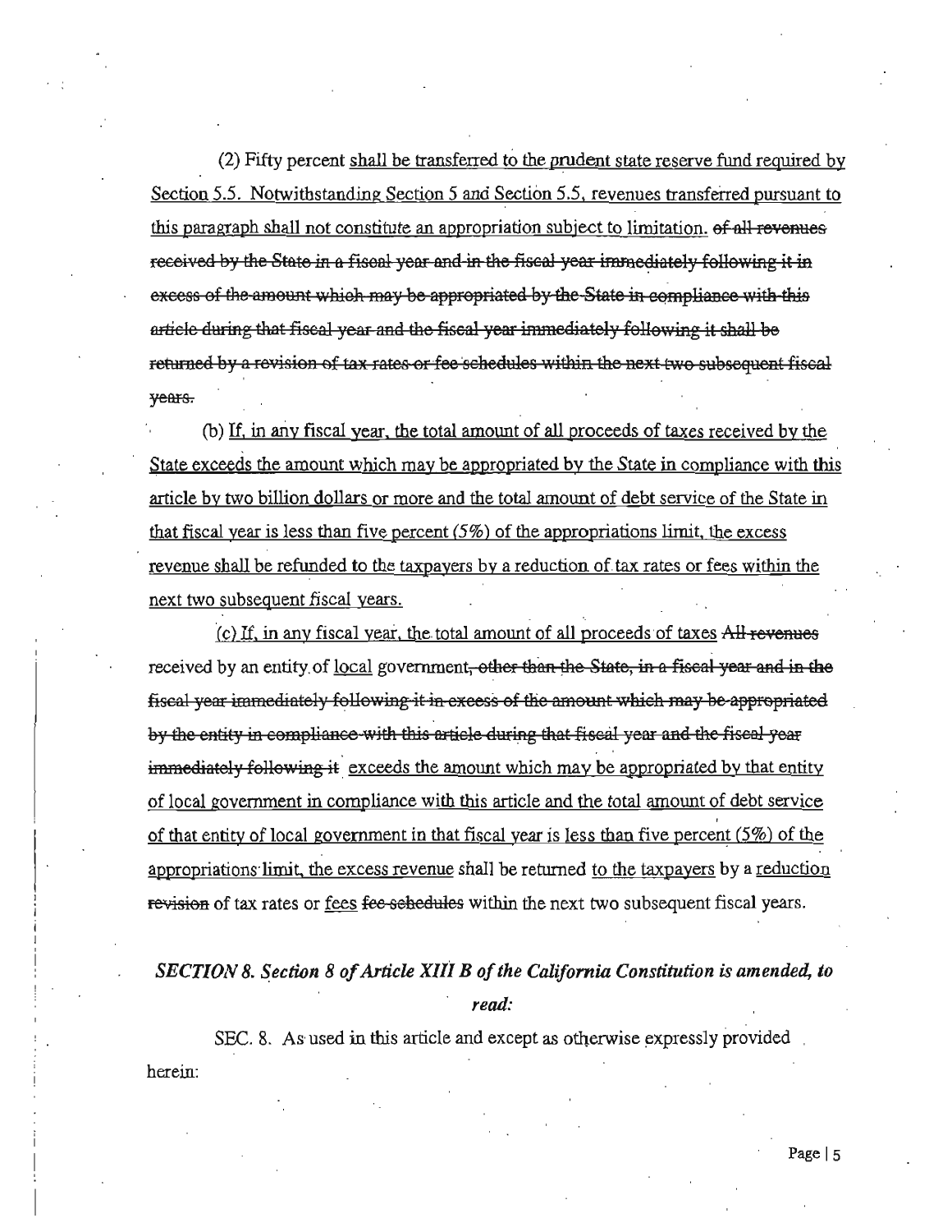(2) Fifty percent <u>shall be transferred to the prudent state reserve fund required by Section 5.5. Notwithstanding Section 5 and Section 5.5, revenues transferred pursuant to this paragraph shall not constitute an appropriation subject to limitation.</u> ~~of all revenues received by the State in a fiscal year and in the fiscal year immediately following it in excess of the amount which may be appropriated by the State in compliance with this article during that fiscal year and the fiscal year immediately following it shall be returned by a revision of tax rates or fee schedules within the next two subsequent fiscal years.~~

(b) <u>If, in any fiscal year, the total amount of all proceeds of taxes received by the State exceeds the amount which may be appropriated by the State in compliance with this article by two billion dollars or more and the total amount of debt service of the State in that fiscal year is less than five percent (5%) of the appropriations limit, the excess revenue shall be refunded to the taxpayers by a reduction of tax rates or fees within the next two subsequent fiscal years.</u>

(c) <u>If, in any fiscal year, the total amount of all proceeds of taxes</u> ~~All revenues~~ received by an entity of <u>local</u> government~~, other than the State, in a fiscal year and in the fiscal year immediately following it in excess of the amount which may be appropriated by the entity in compliance with this article during that fiscal year and the fiscal year immediately following it~~ <u>exceeds the amount which may be appropriated by that entity of local government in compliance with this article and the total amount of debt service of that entity of local government in that fiscal year is less than five percent (5%) of the appropriations limit, the excess revenue</u> shall be returned <u>to the taxpayers</u> by a <u>reduction</u> ~~revision~~ of tax rates or <u>fees</u> ~~fee schedules~~ within the next two subsequent fiscal years.

***SECTION 8. Section 8 of Article XIII B of the California Constitution is amended, to read:***

SEC. 8. As used in this article and except as otherwise expressly provided herein: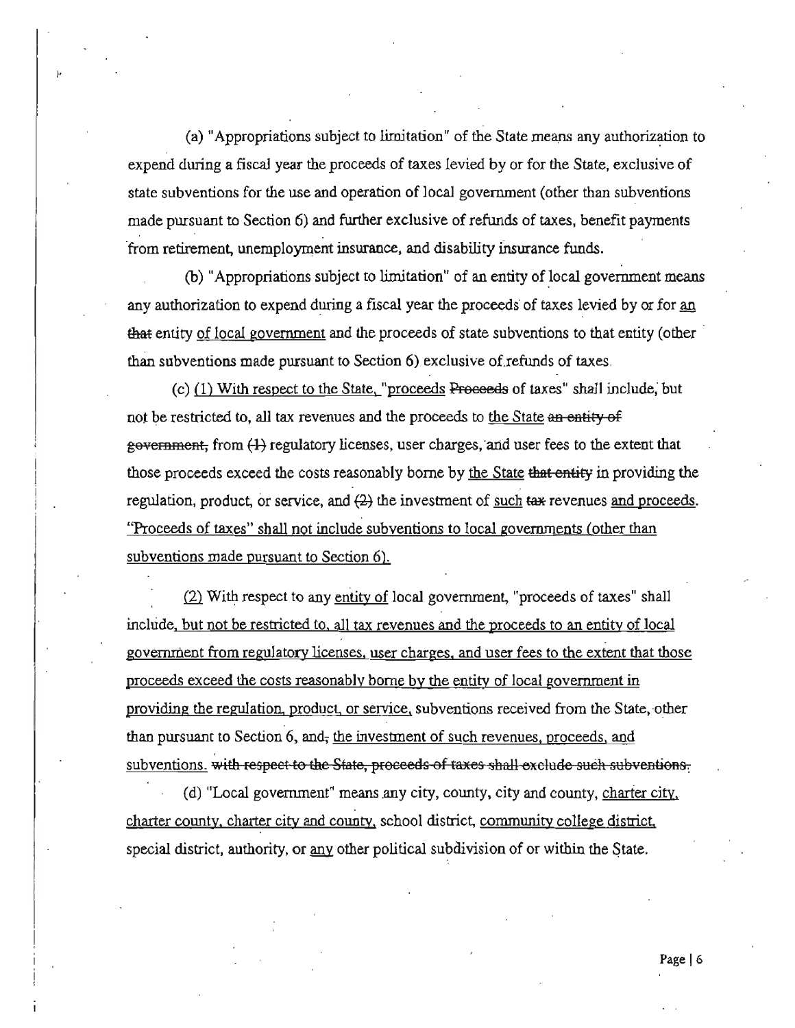(a) "Appropriations subject to limitation" of the State means any authorization to expend during a fiscal year the proceeds of taxes levied by or for the State, exclusive of state subventions for the use and operation of local government (other than subventions made pursuant to Section 6) and further exclusive of refunds of taxes, benefit payments from retirement, unemployment insurance, and disability insurance funds.

(b) "Appropriations subject to limitation" of an entity of local government means any authorization to expend during a fiscal year the proceeds of taxes levied by or for <u>an</u> ~~that~~ entity <u>of local government</u> and the proceeds of state subventions to that entity (other than subventions made pursuant to Section 6) exclusive of refunds of taxes.

(c) <u>(1) With respect to the State, "proceeds</u> ~~Proceeds~~ of taxes" shall include, but not be restricted to, all tax revenues and the proceeds to <u>the State</u> ~~an entity of government,~~ from ~~(1)~~ regulatory licenses, user charges, and user fees to the extent that those proceeds exceed the costs reasonably borne by <u>the State</u> ~~that entity~~ in providing the regulation, product, or service, and ~~(2)~~ the investment of <u>such</u> ~~tax~~ revenues <u>and proceeds</u>. <u>"Proceeds of taxes" shall not include subventions to local governments (other than subventions made pursuant to Section 6).</u>

<u>(2)</u> With respect to any <u>entity of</u> local government, "proceeds of taxes" shall include<u>, but not be restricted to, all tax revenues and the proceeds to an entity of local government from regulatory licenses, user charges, and user fees to the extent that those proceeds exceed the costs reasonably borne by the entity of local government in providing the regulation, product, or service,</u> subventions received from the State, other than pursuant to Section 6, and~~,~~ <u>the investment of such revenues, proceeds, and subventions.</u> ~~with respect to the State, proceeds of taxes shall exclude such subventions.~~

(d) "Local government" means any city, county, city and county, <u>charter city, charter county, charter city and county,</u> school district, <u>community college district,</u> special district, authority, or <u>any</u> other political subdivision of or within the State.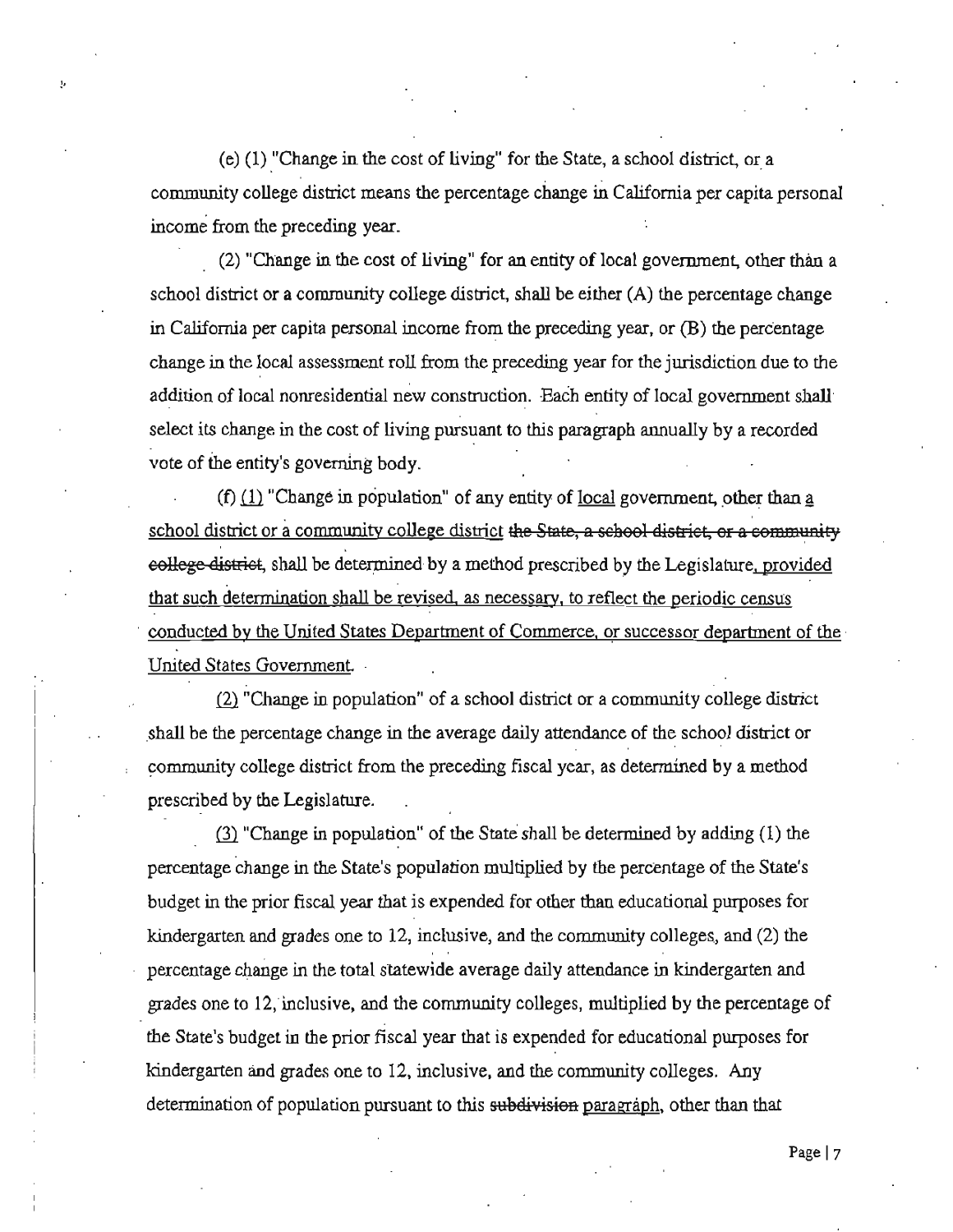(e) (1) "Change in the cost of living" for the State, a school district, or a community college district means the percentage change in California per capita personal income from the preceding year.

(2) "Change in the cost of living" for an entity of local government, other than a school district or a community college district, shall be either (A) the percentage change in California per capita personal income from the preceding year, or (B) the percentage change in the local assessment roll from the preceding year for the jurisdiction due to the addition of local nonresidential new construction. Each entity of local government shall select its change in the cost of living pursuant to this paragraph annually by a recorded vote of the entity's governing body.

(f) <u>(1)</u> "Change in population" of any entity of <u>local</u> government, other than <u>a school district or a community college district</u> ~~the State, a school district, or a community college district~~, shall be determined by a method prescribed by the Legislature<u>, provided that such determination shall be revised, as necessary, to reflect the periodic census conducted by the United States Department of Commerce, or successor department of the United States Government</u>.

<u>(2)</u> "Change in population" of a school district or a community college district shall be the percentage change in the average daily attendance of the school district or community college district from the preceding fiscal year, as determined by a method prescribed by the Legislature.

<u>(3)</u> "Change in population" of the State shall be determined by adding (1) the percentage change in the State's population multiplied by the percentage of the State's budget in the prior fiscal year that is expended for other than educational purposes for kindergarten and grades one to 12, inclusive, and the community colleges, and (2) the percentage change in the total statewide average daily attendance in kindergarten and grades one to 12, inclusive, and the community colleges, multiplied by the percentage of the State's budget in the prior fiscal year that is expended for educational purposes for kindergarten and grades one to 12, inclusive, and the community colleges. Any determination of population pursuant to this ~~subdivision~~ <u>paragraph</u>, other than that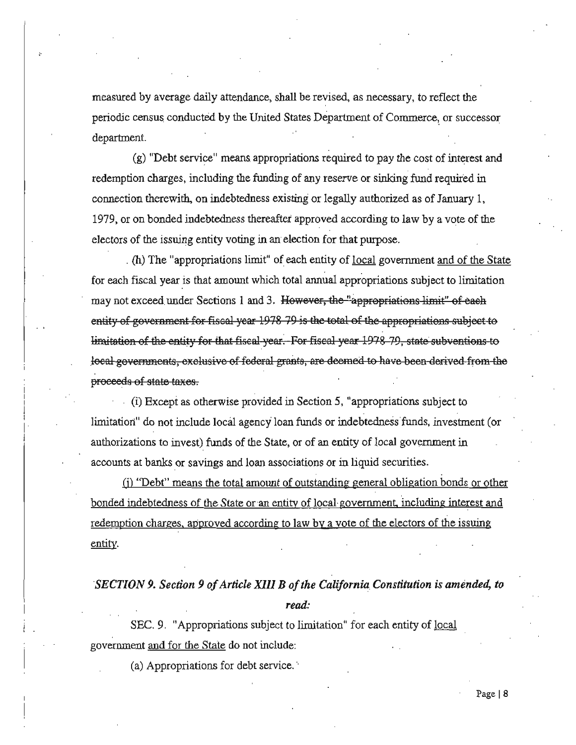measured by average daily attendance, shall be revised, as necessary, to reflect the periodic census conducted by the United States Department of Commerce, or successor department.

(g) "Debt service" means appropriations required to pay the cost of interest and redemption charges, including the funding of any reserve or sinking fund required in connection therewith, on indebtedness existing or legally authorized as of January 1, 1979, or on bonded indebtedness thereafter approved according to law by a vote of the electors of the issuing entity voting in an election for that purpose.

(h) The "appropriations limit" of each entity of <u>local</u> government <u>and of the State</u> for each fiscal year is that amount which total annual appropriations subject to limitation may not exceed under Sections 1 and 3. ~~However, the "appropriations limit" of each entity of government for fiscal year 1978-79 is the total of the appropriations subject to limitation of the entity for that fiscal year. For fiscal year 1978-79, state subventions to local governments, exclusive of federal grants, are deemed to have been derived from the proceeds of state taxes.~~

(i) Except as otherwise provided in Section 5, "appropriations subject to limitation" do not include local agency loan funds or indebtedness funds, investment (or authorizations to invest) funds of the State, or of an entity of local government in accounts at banks or savings and loan associations or in liquid securities.

<u>(j) "Debt" means the total amount of outstanding general obligation bonds or other bonded indebtedness of the State or an entity of local government, including interest and redemption charges, approved according to law by a vote of the electors of the issuing entity.</u>

***SECTION 9. Section 9 of Article XIII B of the California Constitution is amended, to read:***

SEC. 9. "Appropriations subject to limitation" for each entity of <u>local</u> government <u>and for the State</u> do not include:

(a) Appropriations for debt service.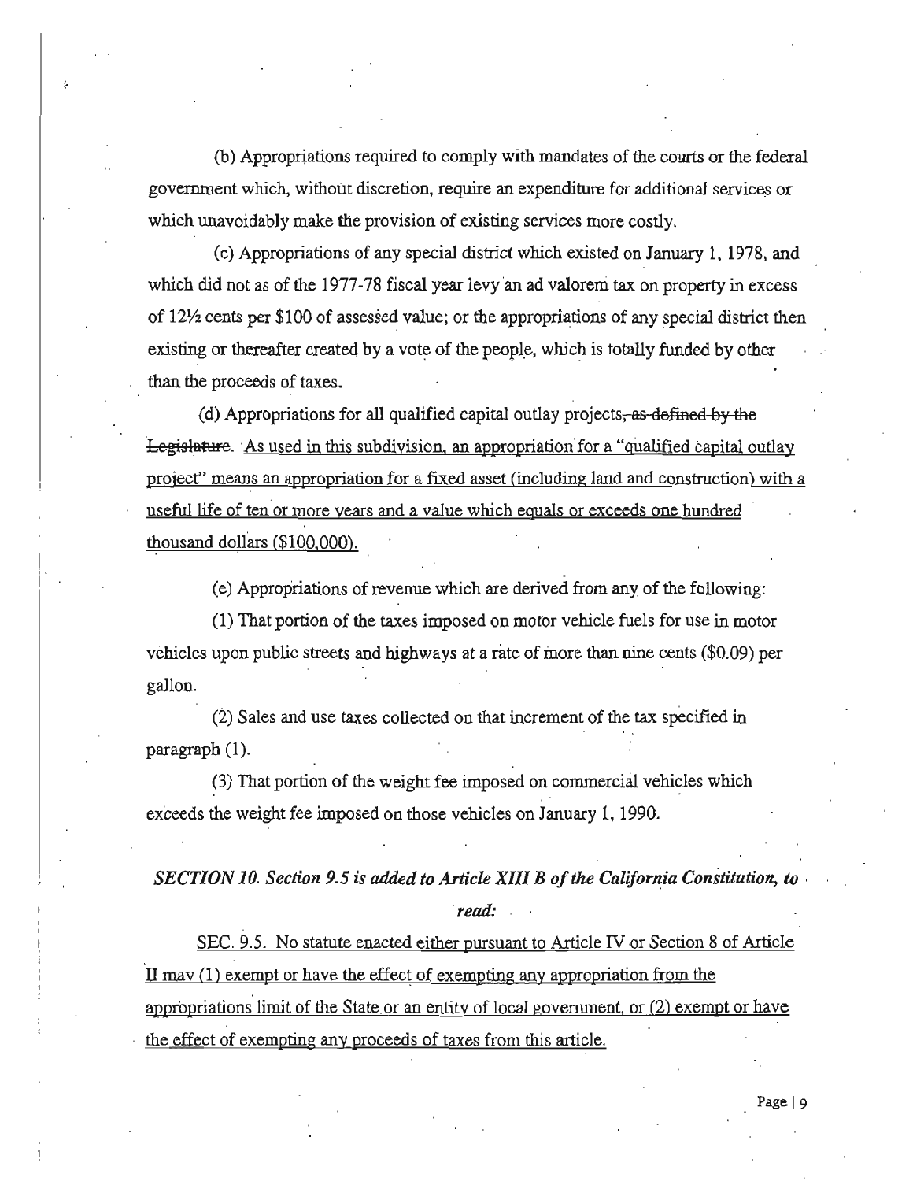(b) Appropriations required to comply with mandates of the courts or the federal government which, without discretion, require an expenditure for additional services or which unavoidably make the provision of existing services more costly.

(c) Appropriations of any special district which existed on January 1, 1978, and which did not as of the 1977-78 fiscal year levy an ad valorem tax on property in excess of 12½ cents per $100 of assessed value; or the appropriations of any special district then existing or thereafter created by a vote of the people, which is totally funded by other than the proceeds of taxes.

(d) Appropriations for all qualified capital outlay projects~~, as defined by the Legislature~~. <u>As used in this subdivision, an appropriation for a "qualified capital outlay project" means an appropriation for a fixed asset (including land and construction) with a useful life of ten or more years and a value which equals or exceeds one hundred thousand dollars ($100,000).</u>

(e) Appropriations of revenue which are derived from any of the following:

(1) That portion of the taxes imposed on motor vehicle fuels for use in motor vehicles upon public streets and highways at a rate of more than nine cents ($0.09) per gallon.

(2) Sales and use taxes collected on that increment of the tax specified in paragraph (1).

(3) That portion of the weight fee imposed on commercial vehicles which exceeds the weight fee imposed on those vehicles on January 1, 1990.

***SECTION 10. Section 9.5 is added to Article XIII B of the California Constitution, to read:***

<u>SEC. 9.5. No statute enacted either pursuant to Article IV or Section 8 of Article II may (1) exempt or have the effect of exempting any appropriation from the appropriations limit of the State or an entity of local government, or (2) exempt or have the effect of exempting any proceeds of taxes from this article.</u>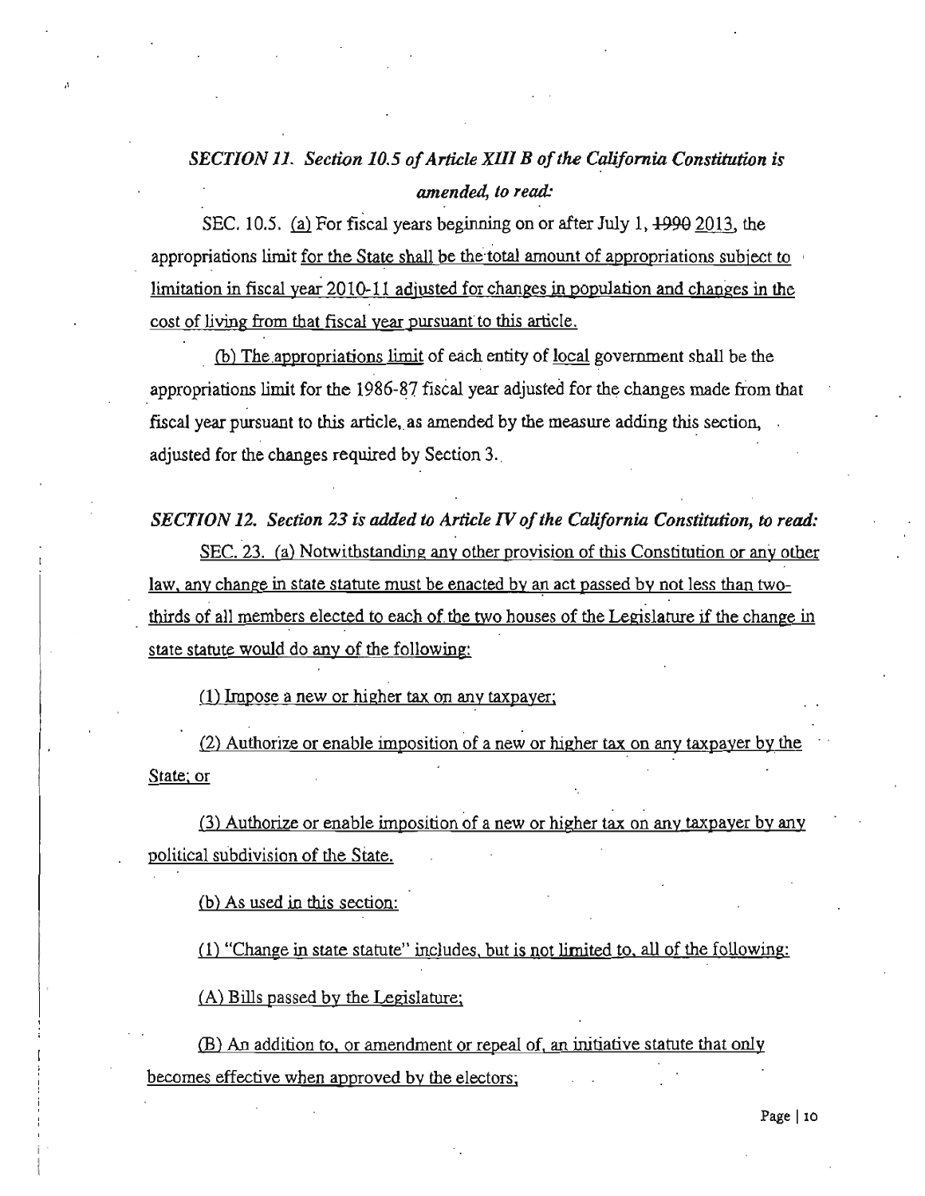*SECTION 11. Section 10.5 of Article XIII B of the California Constitution is amended, to read:*

SEC. 10.5. (a) For fiscal years beginning on or after July 1, ~~1990~~ 2013, the appropriations limit for the State shall be the total amount of appropriations subject to limitation in fiscal year 2010-11 adjusted for changes in population and changes in the cost of living from that fiscal year pursuant to this article.

(b) The appropriations limit of each entity of local government shall be the appropriations limit for the 1986-87 fiscal year adjusted for the changes made from that fiscal year pursuant to this article, as amended by the measure adding this section, adjusted for the changes required by Section 3.

***SECTION 12. Section 23 is added to Article IV of the California Constitution, to read:***

SEC. 23. (a) Notwithstanding any other provision of this Constitution or any other law, any change in state statute must be enacted by an act passed by not less than two-thirds of all members elected to each of the two houses of the Legislature if the change in state statute would do any of the following:

(1) Impose a new or higher tax on any taxpayer;

(2) Authorize or enable imposition of a new or higher tax on any taxpayer by the State; or

(3) Authorize or enable imposition of a new or higher tax on any taxpayer by any political subdivision of the State.

(b) As used in this section:

(1) "Change in state statute" includes, but is not limited to, all of the following:

(A) Bills passed by the Legislature;

(B) An addition to, or amendment or repeal of, an initiative statute that only becomes effective when approved by the electors;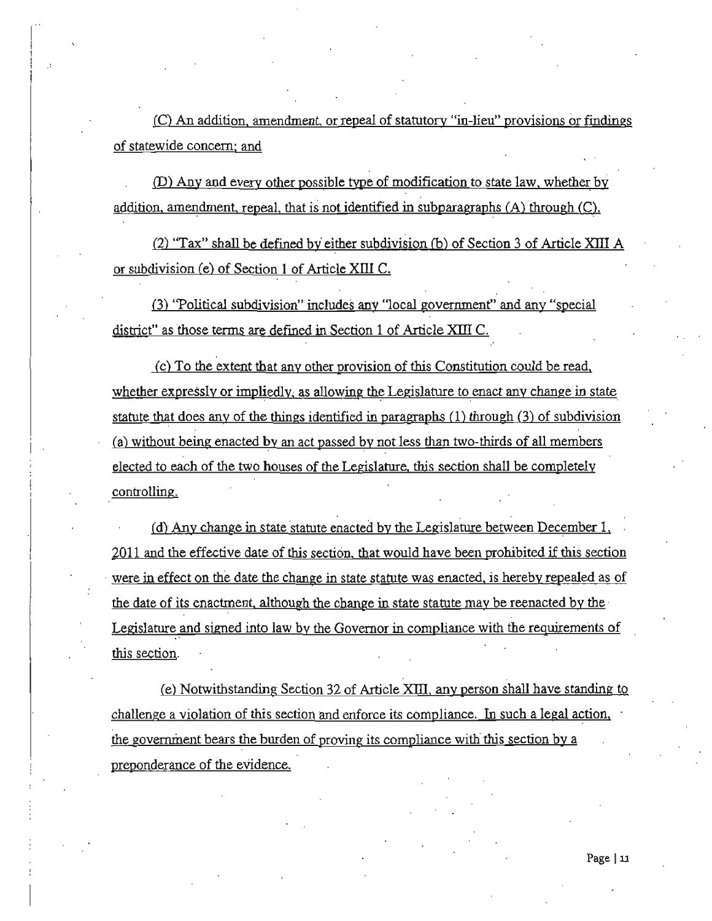(C) An addition, amendment, or repeal of statutory "in-lieu" provisions or findings of statewide concern; and

(D) Any and every other possible type of modification to state law, whether by addition, amendment, repeal, that is not identified in subparagraphs (A) through (C).

(2) "Tax" shall be defined by either subdivision (b) of Section 3 of Article XIII A or subdivision (e) of Section 1 of Article XIII C.

(3) "Political subdivision" includes any "local government" and any "special district" as those terms are defined in Section 1 of Article XIII C.

(c) To the extent that any other provision of this Constitution could be read, whether expressly or impliedly, as allowing the Legislature to enact any change in state statute that does any of the things identified in paragraphs (1) through (3) of subdivision (a) without being enacted by an act passed by not less than two-thirds of all members elected to each of the two houses of the Legislature, this section shall be completely controlling.

(d) Any change in state statute enacted by the Legislature between December 1, 2011 and the effective date of this section, that would have been prohibited if this section were in effect on the date the change in state statute was enacted, is hereby repealed as of the date of its enactment, although the change in state statute may be reenacted by the Legislature and signed into law by the Governor in compliance with the requirements of this section.

(e) Notwithstanding Section 32 of Article XIII, any person shall have standing to challenge a violation of this section and enforce its compliance. In such a legal action, the government bears the burden of proving its compliance with this section by a preponderance of the evidence.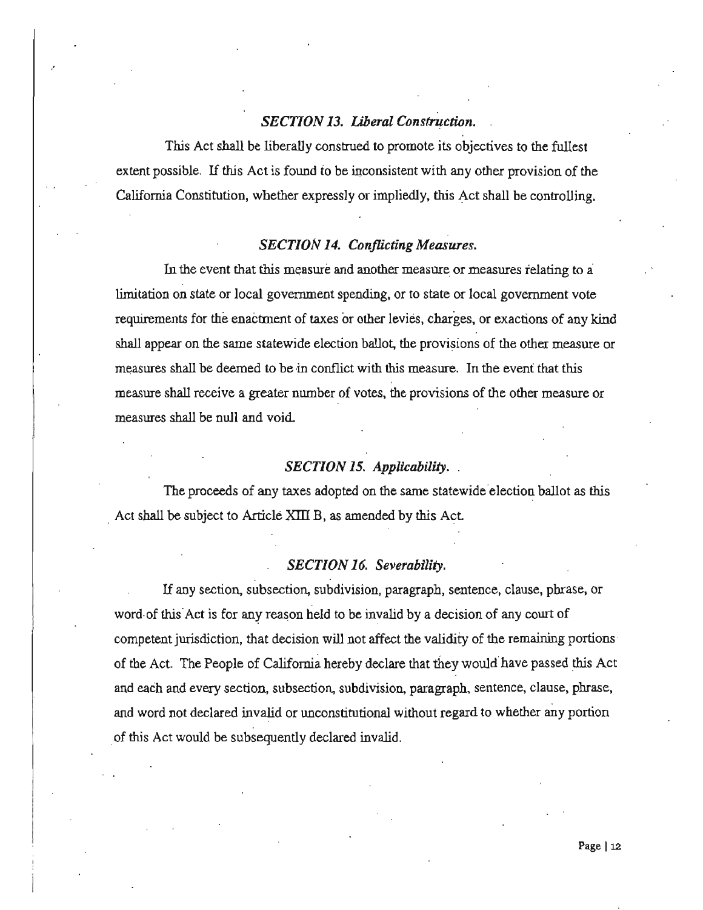### *SECTION 13. Liberal Construction.*

This Act shall be liberally construed to promote its objectives to the fullest extent possible. If this Act is found to be inconsistent with any other provision of the California Constitution, whether expressly or impliedly, this Act shall be controlling.

### *SECTION 14. Conflicting Measures.*

In the event that this measure and another measure or measures relating to a limitation on state or local government spending, or to state or local government vote requirements for the enactment of taxes or other levies, charges, or exactions of any kind shall appear on the same statewide election ballot, the provisions of the other measure or measures shall be deemed to be in conflict with this measure. In the event that this measure shall receive a greater number of votes, the provisions of the other measure or measures shall be null and void.

### *SECTION 15. Applicability.*

The proceeds of any taxes adopted on the same statewide election ballot as this Act shall be subject to Article XIII B, as amended by this Act.

### *SECTION 16. Severability.*

If any section, subsection, subdivision, paragraph, sentence, clause, phrase, or word of this Act is for any reason held to be invalid by a decision of any court of competent jurisdiction, that decision will not affect the validity of the remaining portions of the Act. The People of California hereby declare that they would have passed this Act and each and every section, subsection, subdivision, paragraph, sentence, clause, phrase, and word not declared invalid or unconstitutional without regard to whether any portion of this Act would be subsequently declared invalid.